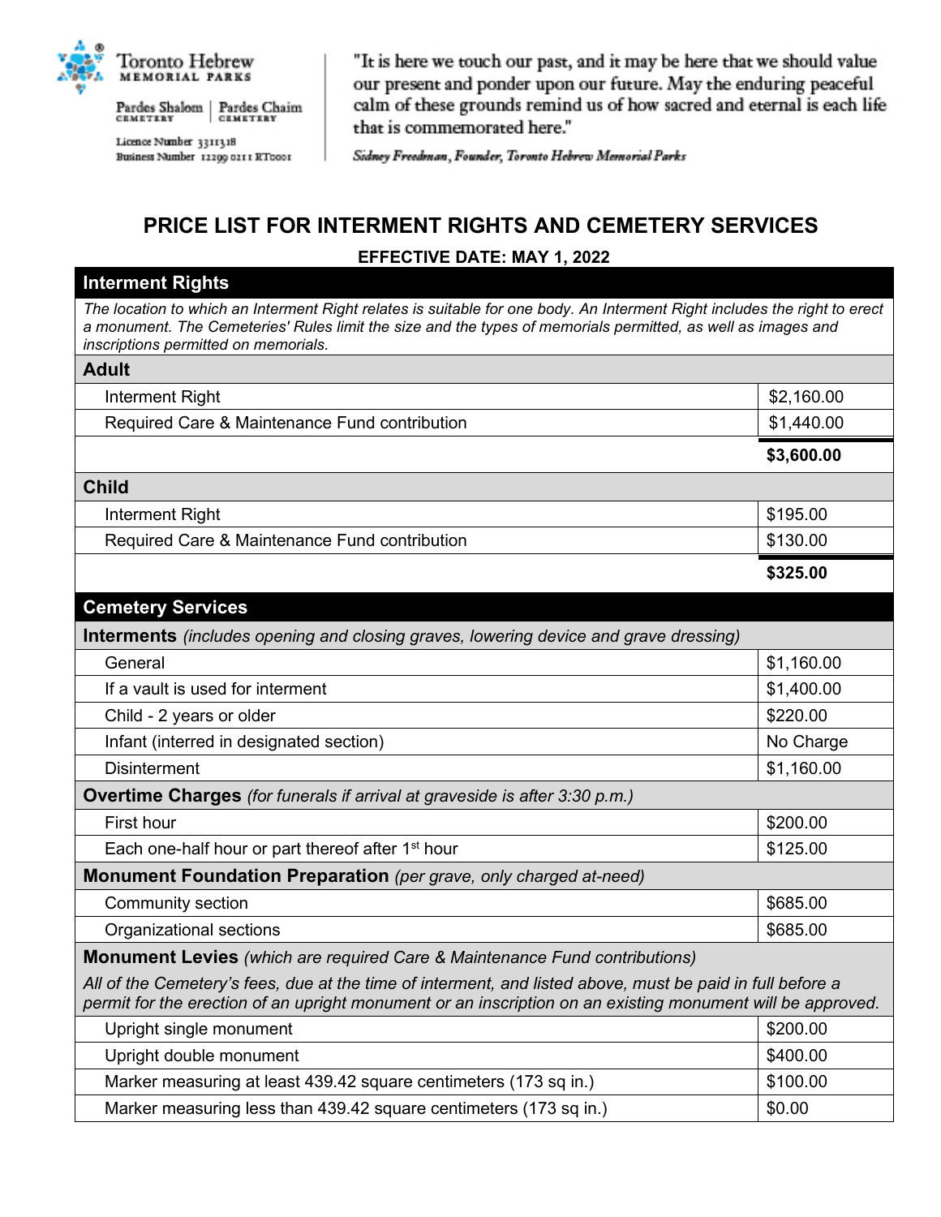Toronto Hebrew
MEMORIAL PARKS

Pardes Shalom CEMETERY | Pardes Chaim CEMETERY

Licence Number 3311318
Business Number 12299 0211 RT0001

"It is here we touch our past, and it may be here that we should value our present and ponder upon our future. May the enduring peaceful calm of these grounds remind us of how sacred and eternal is each life that is commemorated here."

*Sidney Freedman, Founder, Toronto Hebrew Memorial Parks*

# PRICE LIST FOR INTERMENT RIGHTS AND CEMETERY SERVICES

**EFFECTIVE DATE: MAY 1, 2022**

## Interment Rights

*The location to which an Interment Right relates is suitable for one body. An Interment Right includes the right to erect a monument. The Cemeteries' Rules limit the size and the types of memorials permitted, as well as images and inscriptions permitted on memorials.*

| Item | Price |
|---|---|
| **Adult** | |
| Interment Right | $2,160.00 |
| Required Care & Maintenance Fund contribution | $1,440.00 |
| | **$3,600.00** |
| **Child** | |
| Interment Right | $195.00 |
| Required Care & Maintenance Fund contribution | $130.00 |
| | **$325.00** |

## Cemetery Services

| Item | Price |
|---|---|
| **Interments** *(includes opening and closing graves, lowering device and grave dressing)* | |
| General | $1,160.00 |
| If a vault is used for interment | $1,400.00 |
| Child - 2 years or older | $220.00 |
| Infant (interred in designated section) | No Charge |
| Disinterment | $1,160.00 |
| **Overtime Charges** *(for funerals if arrival at graveside is after 3:30 p.m.)* | |
| First hour | $200.00 |
| Each one-half hour or part thereof after 1st hour | $125.00 |
| **Monument Foundation Preparation** *(per grave, only charged at-need)* | |
| Community section | $685.00 |
| Organizational sections | $685.00 |
| **Monument Levies** *(which are required Care & Maintenance Fund contributions)* *All of the Cemetery's fees, due at the time of interment, and listed above, must be paid in full before a permit for the erection of an upright monument or an inscription on an existing monument will be approved.* | |
| Upright single monument | $200.00 |
| Upright double monument | $400.00 |
| Marker measuring at least 439.42 square centimeters (173 sq in.) | $100.00 |
| Marker measuring less than 439.42 square centimeters (173 sq in.) | $0.00 |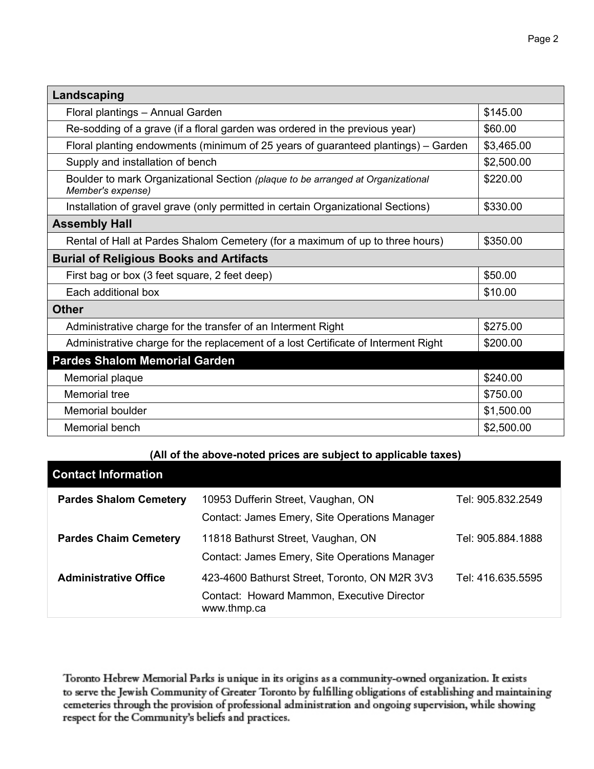| | |
|---|---|
| **Landscaping** | |
| Floral plantings – Annual Garden | $145.00 |
| Re-sodding of a grave (if a floral garden was ordered in the previous year) | $60.00 |
| Floral planting endowments (minimum of 25 years of guaranteed plantings) – Garden | $3,465.00 |
| Supply and installation of bench | $2,500.00 |
| Boulder to mark Organizational Section *(plaque to be arranged at Organizational Member's expense)* | $220.00 |
| Installation of gravel grave (only permitted in certain Organizational Sections) | $330.00 |
| **Assembly Hall** | |
| Rental of Hall at Pardes Shalom Cemetery (for a maximum of up to three hours) | $350.00 |
| **Burial of Religious Books and Artifacts** | |
| First bag or box (3 feet square, 2 feet deep) | $50.00 |
| Each additional box | $10.00 |
| **Other** | |
| Administrative charge for the transfer of an Interment Right | $275.00 |
| Administrative charge for the replacement of a lost Certificate of Interment Right | $200.00 |
| **Pardes Shalom Memorial Garden** | |
| Memorial plaque | $240.00 |
| Memorial tree | $750.00 |
| Memorial boulder | $1,500.00 |
| Memorial bench | $2,500.00 |

**(All of the above-noted prices are subject to applicable taxes)**

## Contact Information

| | | |
|---|---|---|
| **Pardes Shalom Cemetery** | 10953 Dufferin Street, Vaughan, ON<br>Contact: James Emery, Site Operations Manager | Tel: 905.832.2549 |
| **Pardes Chaim Cemetery** | 11818 Bathurst Street, Vaughan, ON<br>Contact: James Emery, Site Operations Manager | Tel: 905.884.1888 |
| **Administrative Office** | 423-4600 Bathurst Street, Toronto, ON M2R 3V3<br>Contact: Howard Mammon, Executive Director<br>www.thmp.ca | Tel: 416.635.5595 |

Toronto Hebrew Memorial Parks is unique in its origins as a community-owned organization. It exists to serve the Jewish Community of Greater Toronto by fulfilling obligations of establishing and maintaining cemeteries through the provision of professional administration and ongoing supervision, while showing respect for the Community's beliefs and practices.